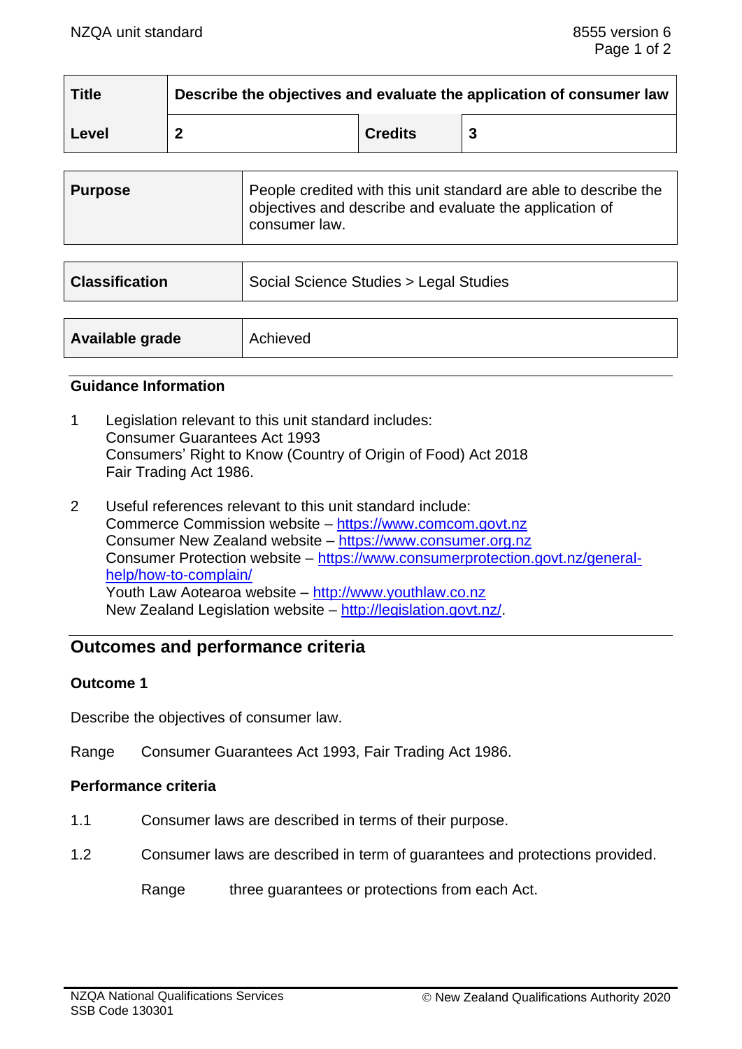| Title | Describe the objectives and evaluate the application of consumer law | | |
|---|---|---|---|
| Level | 2 | Credits | 3 |

| Purpose | People credited with this unit standard are able to describe the objectives and describe and evaluate the application of consumer law. |
|---|---|

| Classification | Social Science Studies > Legal Studies |
|---|---|

| Available grade | Achieved |
|---|---|

## Guidance Information

1. Legislation relevant to this unit standard includes:
   Consumer Guarantees Act 1993
   Consumers' Right to Know (Country of Origin of Food) Act 2018
   Fair Trading Act 1986.

2. Useful references relevant to this unit standard include:
   Commerce Commission website – https://www.comcom.govt.nz
   Consumer New Zealand website – https://www.consumer.org.nz
   Consumer Protection website – https://www.consumerprotection.govt.nz/general-help/how-to-complain/
   Youth Law Aotearoa website – http://www.youthlaw.co.nz
   New Zealand Legislation website – http://legislation.govt.nz/.

## Outcomes and performance criteria

### Outcome 1

Describe the objectives of consumer law.

Range Consumer Guarantees Act 1993, Fair Trading Act 1986.

### Performance criteria

1.1 Consumer laws are described in terms of their purpose.

1.2 Consumer laws are described in term of guarantees and protections provided.

Range three guarantees or protections from each Act.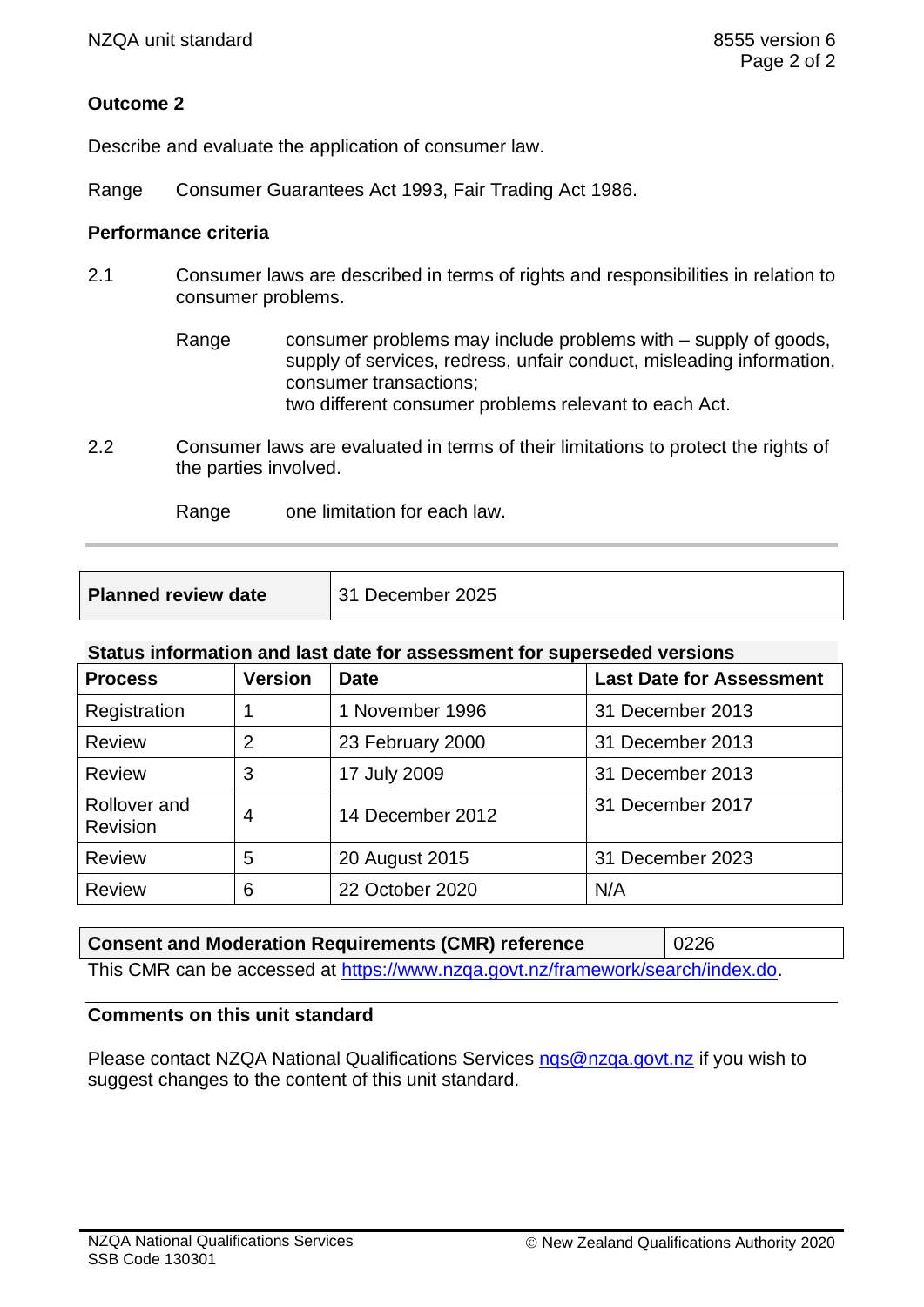## Outcome 2

Describe and evaluate the application of consumer law.

Range Consumer Guarantees Act 1993, Fair Trading Act 1986.

### Performance criteria

2.1 Consumer laws are described in terms of rights and responsibilities in relation to consumer problems.

Range consumer problems may include problems with – supply of goods, supply of services, redress, unfair conduct, misleading information, consumer transactions;
two different consumer problems relevant to each Act.

2.2 Consumer laws are evaluated in terms of their limitations to protect the rights of the parties involved.

Range one limitation for each law.

| | |
|---|---|
| **Planned review date** | 31 December 2025 |

**Status information and last date for assessment for superseded versions**

| Process | Version | Date | Last Date for Assessment |
|---|---|---|---|
| Registration | 1 | 1 November 1996 | 31 December 2013 |
| Review | 2 | 23 February 2000 | 31 December 2013 |
| Review | 3 | 17 July 2009 | 31 December 2013 |
| Rollover and Revision | 4 | 14 December 2012 | 31 December 2017 |
| Review | 5 | 20 August 2015 | 31 December 2023 |
| Review | 6 | 22 October 2020 | N/A |

| | |
|---|---|
| **Consent and Moderation Requirements (CMR) reference** | 0226 |

This CMR can be accessed at https://www.nzqa.govt.nz/framework/search/index.do.

### Comments on this unit standard

Please contact NZQA National Qualifications Services nqs@nzqa.govt.nz if you wish to suggest changes to the content of this unit standard.